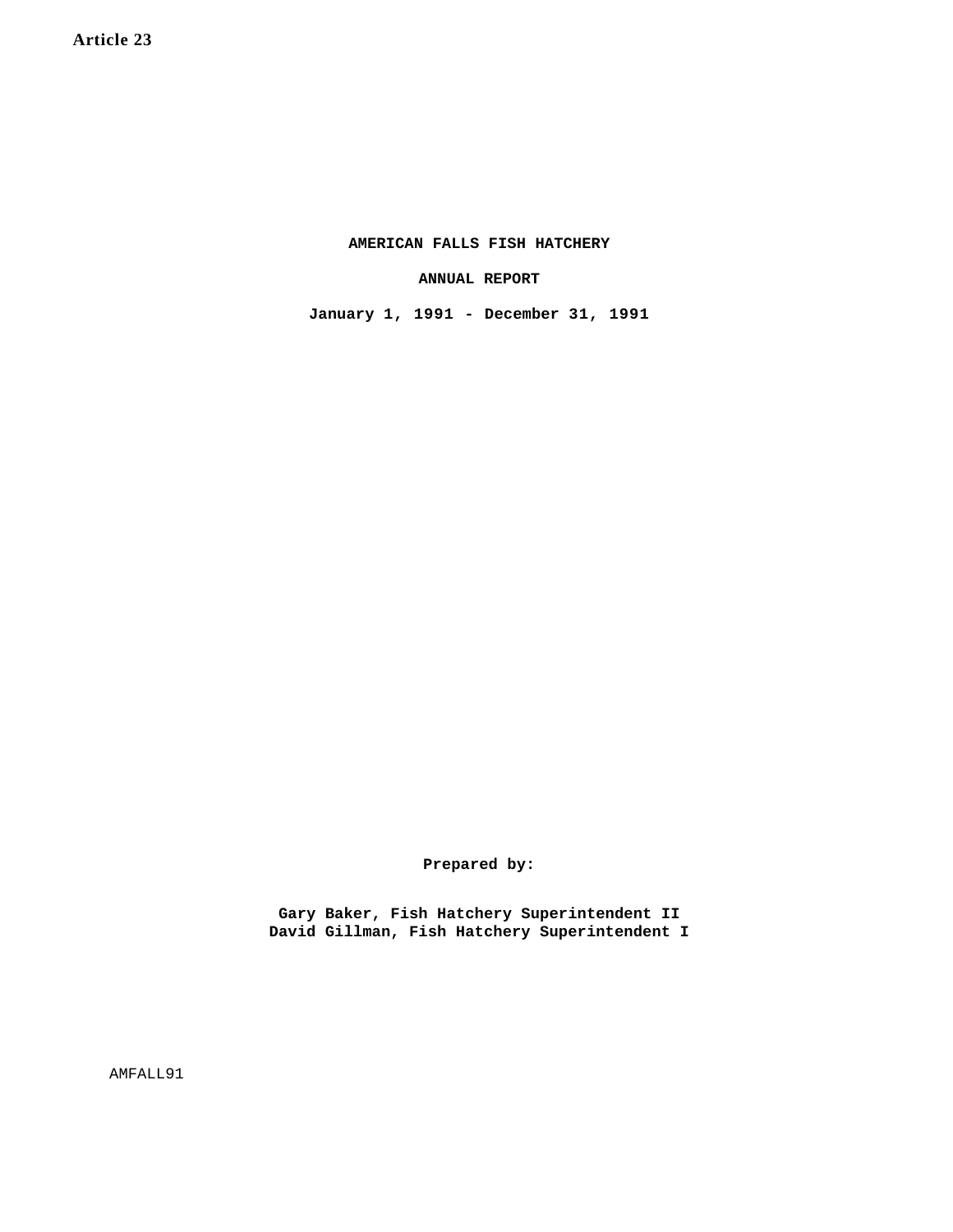Article 23

# AMERICAN FALLS FISH HATCHERY

## ANNUAL REPORT

**January 1, 1991 - December 31, 1991**

**Prepared by:**

**Gary Baker, Fish Hatchery Superintendent II**
**David Gillman, Fish Hatchery Superintendent I**

AMFALL91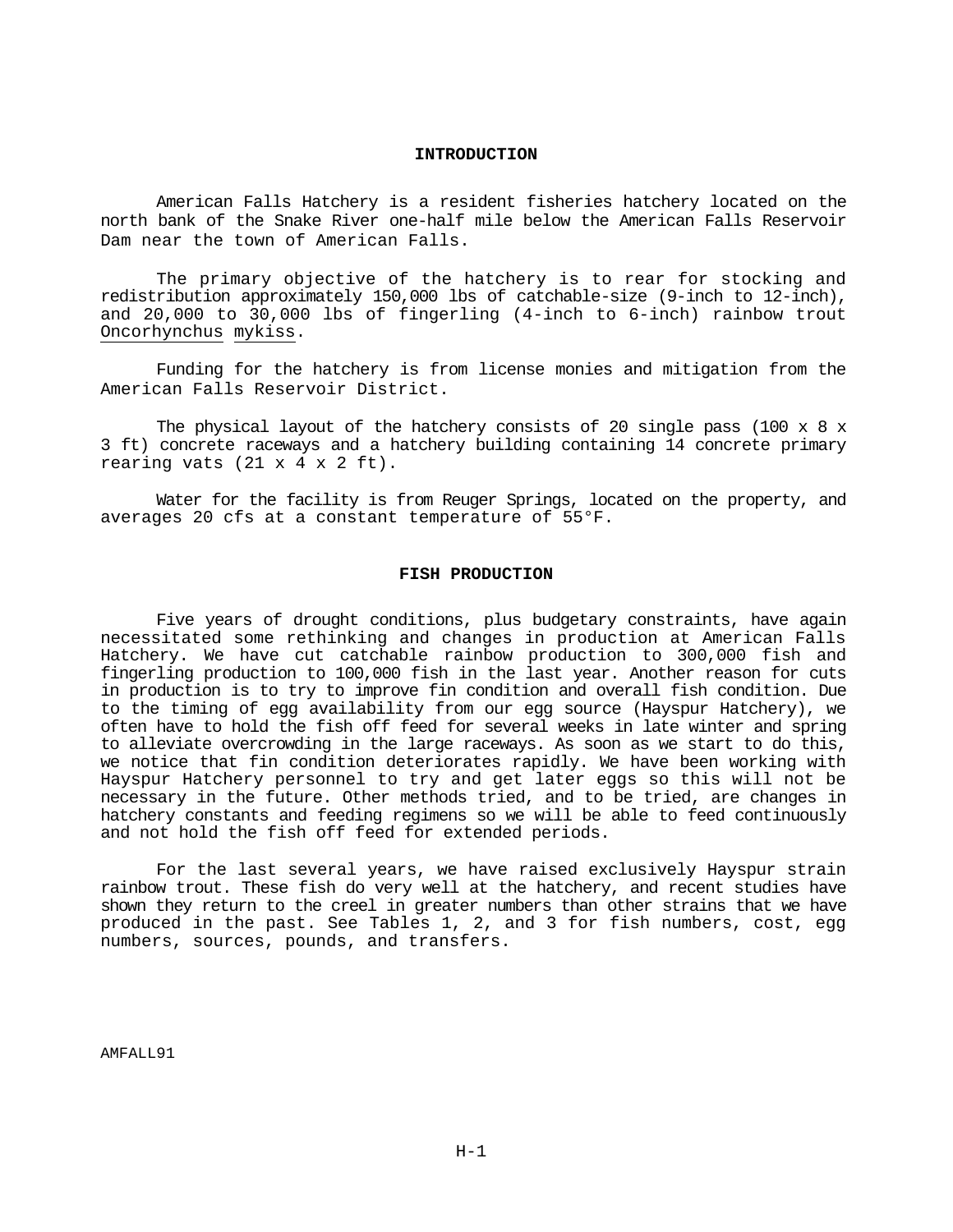## INTRODUCTION

American Falls Hatchery is a resident fisheries hatchery located on the north bank of the Snake River one-half mile below the American Falls Reservoir Dam near the town of American Falls.

The primary objective of the hatchery is to rear for stocking and redistribution approximately 150,000 lbs of catchable-size (9-inch to 12-inch), and 20,000 to 30,000 lbs of fingerling (4-inch to 6-inch) rainbow trout *Oncorhynchus mykiss*.

Funding for the hatchery is from license monies and mitigation from the American Falls Reservoir District.

The physical layout of the hatchery consists of 20 single pass (100 x 8 x 3 ft) concrete raceways and a hatchery building containing 14 concrete primary rearing vats (21 x 4 x 2 ft).

Water for the facility is from Reuger Springs, located on the property, and averages 20 cfs at a constant temperature of 55°F.

## FISH PRODUCTION

Five years of drought conditions, plus budgetary constraints, have again necessitated some rethinking and changes in production at American Falls Hatchery. We have cut catchable rainbow production to 300,000 fish and fingerling production to 100,000 fish in the last year. Another reason for cuts in production is to try to improve fin condition and overall fish condition. Due to the timing of egg availability from our egg source (Hayspur Hatchery), we often have to hold the fish off feed for several weeks in late winter and spring to alleviate overcrowding in the large raceways. As soon as we start to do this, we notice that fin condition deteriorates rapidly. We have been working with Hayspur Hatchery personnel to try and get later eggs so this will not be necessary in the future. Other methods tried, and to be tried, are changes in hatchery constants and feeding regimens so we will be able to feed continuously and not hold the fish off feed for extended periods.

For the last several years, we have raised exclusively Hayspur strain rainbow trout. These fish do very well at the hatchery, and recent studies have shown they return to the creel in greater numbers than other strains that we have produced in the past. See Tables 1, 2, and 3 for fish numbers, cost, egg numbers, sources, pounds, and transfers.

AMFALL91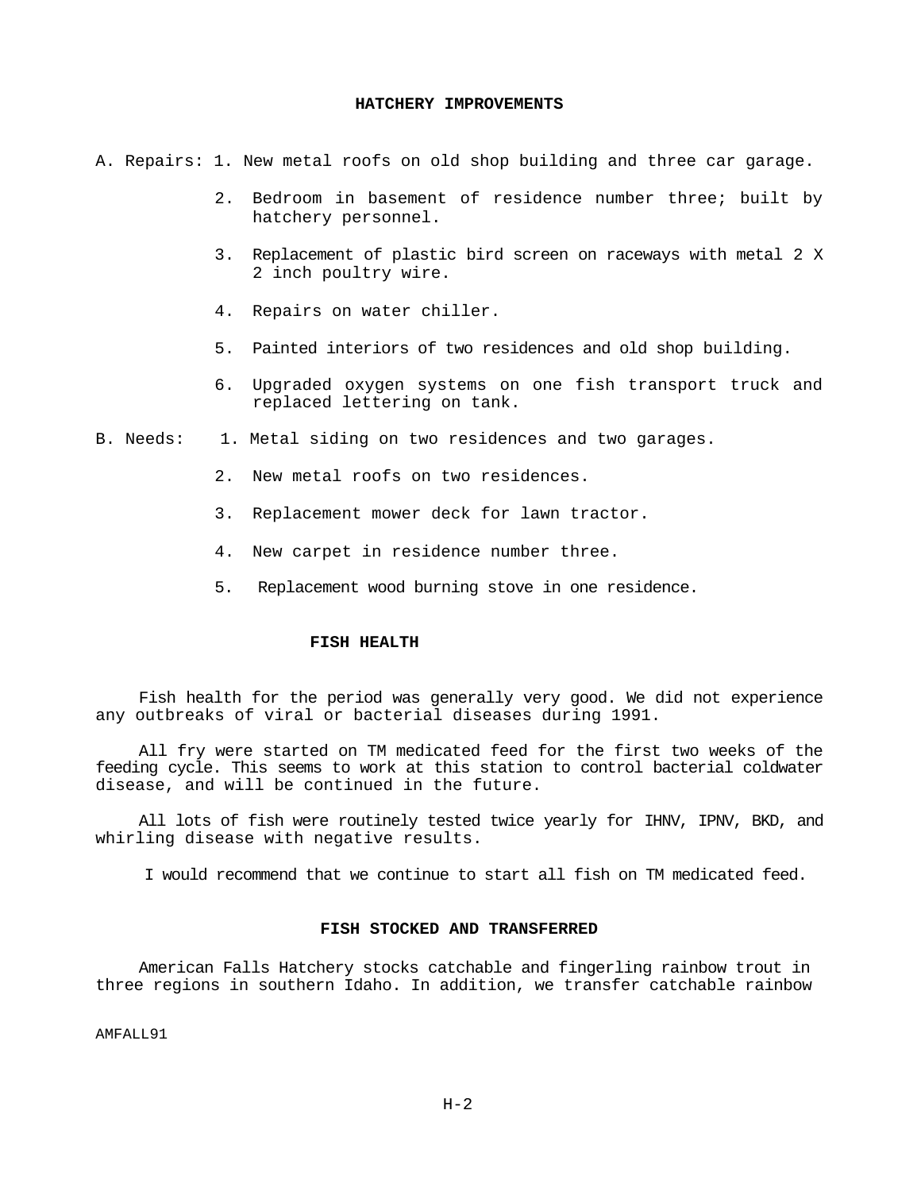## HATCHERY IMPROVEMENTS

A. Repairs:

1. New metal roofs on old shop building and three car garage.
2. Bedroom in basement of residence number three; built by hatchery personnel.
3. Replacement of plastic bird screen on raceways with metal 2 X 2 inch poultry wire.
4. Repairs on water chiller.
5. Painted interiors of two residences and old shop building.
6. Upgraded oxygen systems on one fish transport truck and replaced lettering on tank.

B. Needs:

1. Metal siding on two residences and two garages.
2. New metal roofs on two residences.
3. Replacement mower deck for lawn tractor.
4. New carpet in residence number three.
5. Replacement wood burning stove in one residence.

## FISH HEALTH

Fish health for the period was generally very good. We did not experience any outbreaks of viral or bacterial diseases during 1991.

All fry were started on TM medicated feed for the first two weeks of the feeding cycle. This seems to work at this station to control bacterial coldwater disease, and will be continued in the future.

All lots of fish were routinely tested twice yearly for IHNV, IPNV, BKD, and whirling disease with negative results.

I would recommend that we continue to start all fish on TM medicated feed.

## FISH STOCKED AND TRANSFERRED

American Falls Hatchery stocks catchable and fingerling rainbow trout in three regions in southern Idaho. In addition, we transfer catchable rainbow

AMFALL91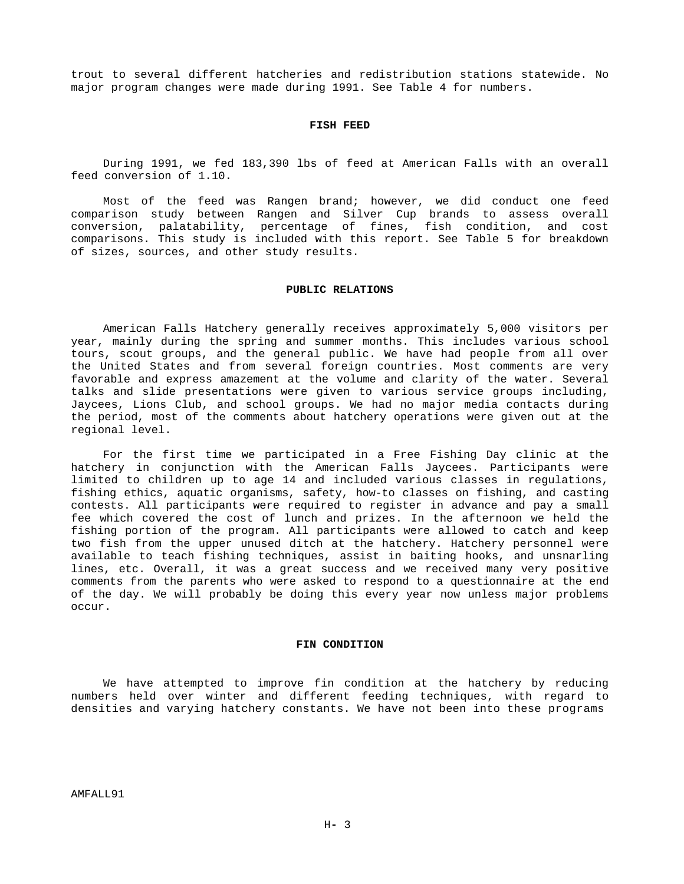trout to several different hatcheries and redistribution stations statewide. No major program changes were made during 1991. See Table 4 for numbers.

## FISH FEED

During 1991, we fed 183,390 lbs of feed at American Falls with an overall feed conversion of 1.10.

Most of the feed was Rangen brand; however, we did conduct one feed comparison study between Rangen and Silver Cup brands to assess overall conversion, palatability, percentage of fines, fish condition, and cost comparisons. This study is included with this report. See Table 5 for breakdown of sizes, sources, and other study results.

## PUBLIC RELATIONS

American Falls Hatchery generally receives approximately 5,000 visitors per year, mainly during the spring and summer months. This includes various school tours, scout groups, and the general public. We have had people from all over the United States and from several foreign countries. Most comments are very favorable and express amazement at the volume and clarity of the water. Several talks and slide presentations were given to various service groups including, Jaycees, Lions Club, and school groups. We had no major media contacts during the period, most of the comments about hatchery operations were given out at the regional level.

For the first time we participated in a Free Fishing Day clinic at the hatchery in conjunction with the American Falls Jaycees. Participants were limited to children up to age 14 and included various classes in regulations, fishing ethics, aquatic organisms, safety, how-to classes on fishing, and casting contests. All participants were required to register in advance and pay a small fee which covered the cost of lunch and prizes. In the afternoon we held the fishing portion of the program. All participants were allowed to catch and keep two fish from the upper unused ditch at the hatchery. Hatchery personnel were available to teach fishing techniques, assist in baiting hooks, and unsnarling lines, etc. Overall, it was a great success and we received many very positive comments from the parents who were asked to respond to a questionnaire at the end of the day. We will probably be doing this every year now unless major problems occur.

## FIN CONDITION

We have attempted to improve fin condition at the hatchery by reducing numbers held over winter and different feeding techniques, with regard to densities and varying hatchery constants. We have not been into these programs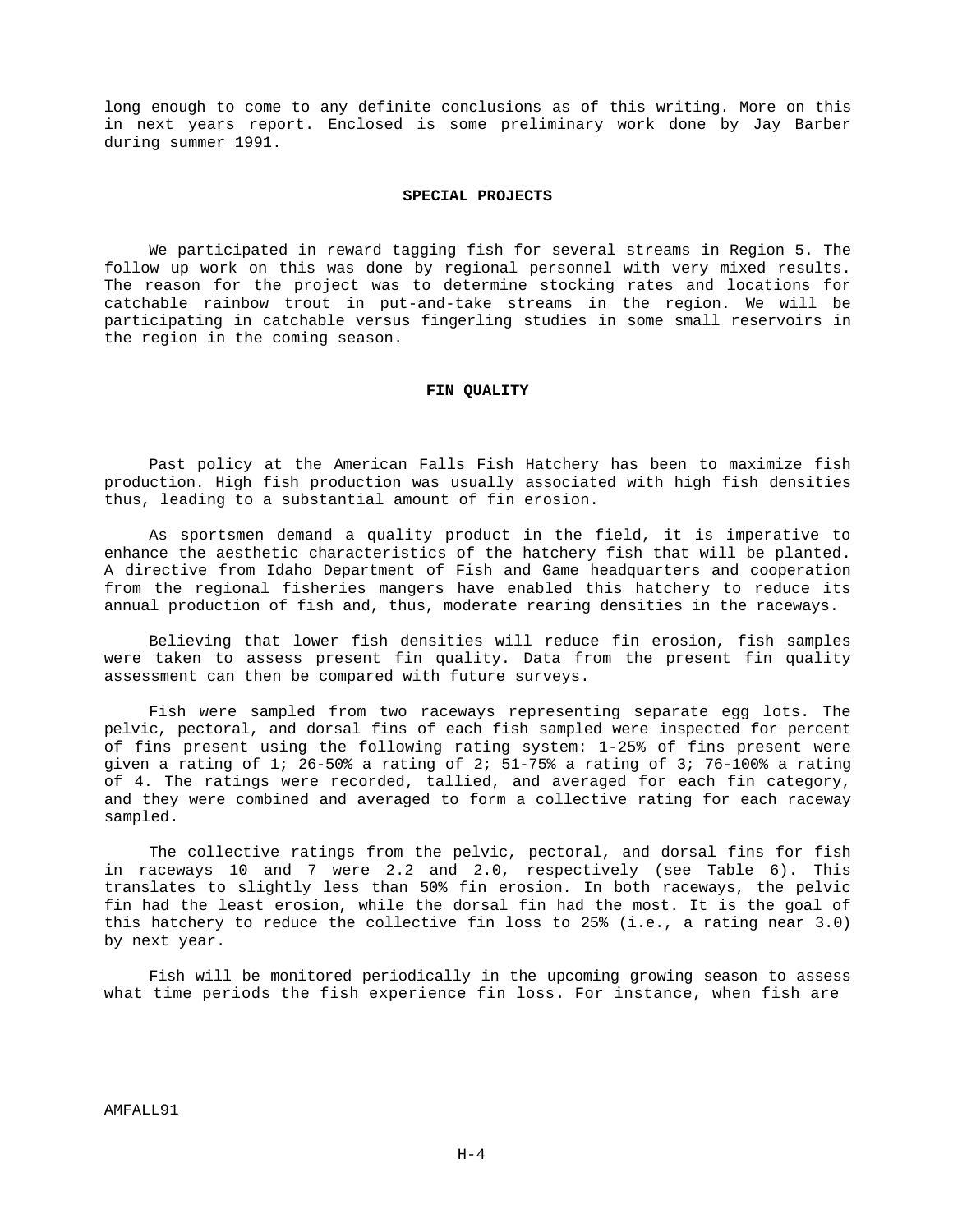long enough to come to any definite conclusions as of this writing. More on this in next years report. Enclosed is some preliminary work done by Jay Barber during summer 1991.

## SPECIAL PROJECTS

We participated in reward tagging fish for several streams in Region 5. The follow up work on this was done by regional personnel with very mixed results. The reason for the project was to determine stocking rates and locations for catchable rainbow trout in put-and-take streams in the region. We will be participating in catchable versus fingerling studies in some small reservoirs in the region in the coming season.

## FIN QUALITY

Past policy at the American Falls Fish Hatchery has been to maximize fish production. High fish production was usually associated with high fish densities thus, leading to a substantial amount of fin erosion.

As sportsmen demand a quality product in the field, it is imperative to enhance the aesthetic characteristics of the hatchery fish that will be planted. A directive from Idaho Department of Fish and Game headquarters and cooperation from the regional fisheries mangers have enabled this hatchery to reduce its annual production of fish and, thus, moderate rearing densities in the raceways.

Believing that lower fish densities will reduce fin erosion, fish samples were taken to assess present fin quality. Data from the present fin quality assessment can then be compared with future surveys.

Fish were sampled from two raceways representing separate egg lots. The pelvic, pectoral, and dorsal fins of each fish sampled were inspected for percent of fins present using the following rating system: 1-25% of fins present were given a rating of 1; 26-50% a rating of 2; 51-75% a rating of 3; 76-100% a rating of 4. The ratings were recorded, tallied, and averaged for each fin category, and they were combined and averaged to form a collective rating for each raceway sampled.

The collective ratings from the pelvic, pectoral, and dorsal fins for fish in raceways 10 and 7 were 2.2 and 2.0, respectively (see Table 6). This translates to slightly less than 50% fin erosion. In both raceways, the pelvic fin had the least erosion, while the dorsal fin had the most. It is the goal of this hatchery to reduce the collective fin loss to 25% (i.e., a rating near 3.0) by next year.

Fish will be monitored periodically in the upcoming growing season to assess what time periods the fish experience fin loss. For instance, when fish are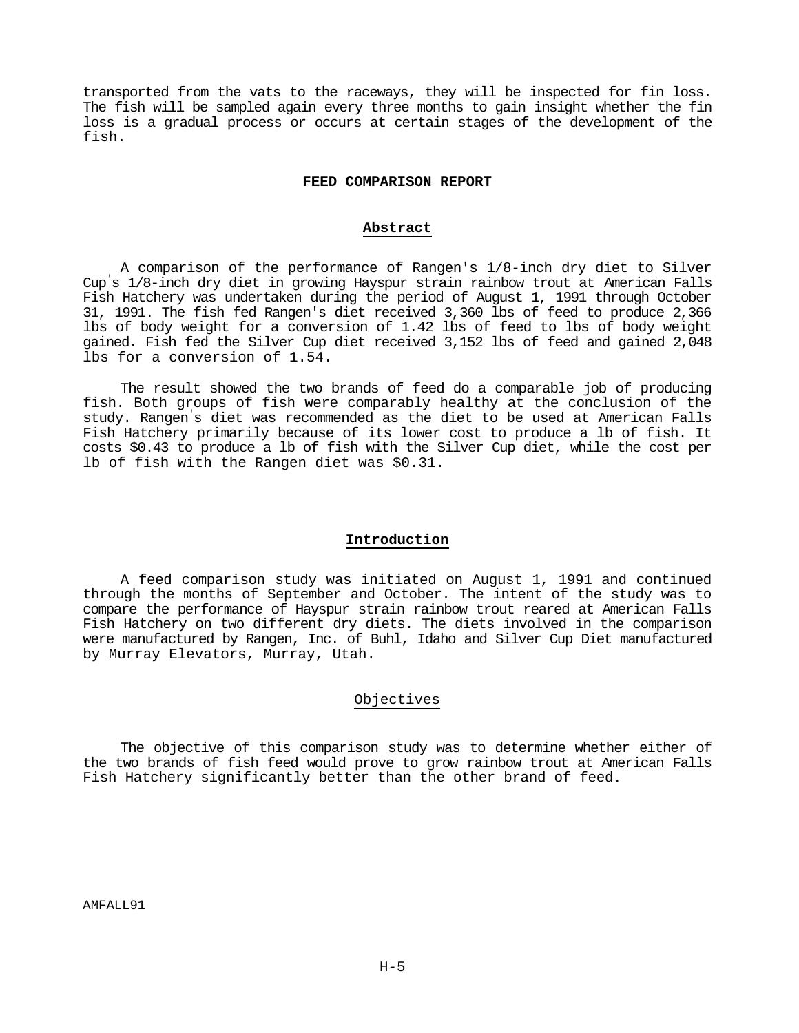transported from the vats to the raceways, they will be inspected for fin loss. The fish will be sampled again every three months to gain insight whether the fin loss is a gradual process or occurs at certain stages of the development of the fish.

## FEED COMPARISON REPORT

### Abstract

A comparison of the performance of Rangen's 1/8-inch dry diet to Silver Cup's 1/8-inch dry diet in growing Hayspur strain rainbow trout at American Falls Fish Hatchery was undertaken during the period of August 1, 1991 through October 31, 1991. The fish fed Rangen's diet received 3,360 lbs of feed to produce 2,366 lbs of body weight for a conversion of 1.42 lbs of feed to lbs of body weight gained. Fish fed the Silver Cup diet received 3,152 lbs of feed and gained 2,048 lbs for a conversion of 1.54.

The result showed the two brands of feed do a comparable job of producing fish. Both groups of fish were comparably healthy at the conclusion of the study. Rangen's diet was recommended as the diet to be used at American Falls Fish Hatchery primarily because of its lower cost to produce a lb of fish. It costs $0.43 to produce a lb of fish with the Silver Cup diet, while the cost per lb of fish with the Rangen diet was $0.31.

### Introduction

A feed comparison study was initiated on August 1, 1991 and continued through the months of September and October. The intent of the study was to compare the performance of Hayspur strain rainbow trout reared at American Falls Fish Hatchery on two different dry diets. The diets involved in the comparison were manufactured by Rangen, Inc. of Buhl, Idaho and Silver Cup Diet manufactured by Murray Elevators, Murray, Utah.

#### Objectives

The objective of this comparison study was to determine whether either of the two brands of fish feed would prove to grow rainbow trout at American Falls Fish Hatchery significantly better than the other brand of feed.

AMFALL91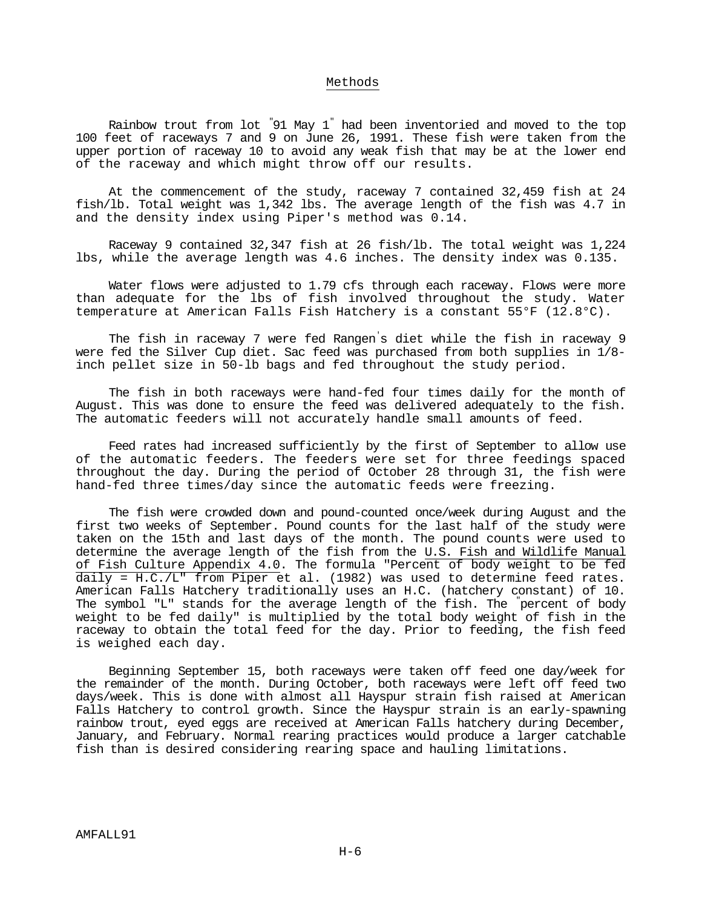## Methods

Rainbow trout from lot "91 May 1" had been inventoried and moved to the top 100 feet of raceways 7 and 9 on June 26, 1991. These fish were taken from the upper portion of raceway 10 to avoid any weak fish that may be at the lower end of the raceway and which might throw off our results.

At the commencement of the study, raceway 7 contained 32,459 fish at 24 fish/lb. Total weight was 1,342 lbs. The average length of the fish was 4.7 in and the density index using Piper's method was 0.14.

Raceway 9 contained 32,347 fish at 26 fish/lb. The total weight was 1,224 lbs, while the average length was 4.6 inches. The density index was 0.135.

Water flows were adjusted to 1.79 cfs through each raceway. Flows were more than adequate for the lbs of fish involved throughout the study. Water temperature at American Falls Fish Hatchery is a constant 55°F (12.8°C).

The fish in raceway 7 were fed Rangen's diet while the fish in raceway 9 were fed the Silver Cup diet. Sac feed was purchased from both supplies in 1/8-inch pellet size in 50-lb bags and fed throughout the study period.

The fish in both raceways were hand-fed four times daily for the month of August. This was done to ensure the feed was delivered adequately to the fish. The automatic feeders will not accurately handle small amounts of feed.

Feed rates had increased sufficiently by the first of September to allow use of the automatic feeders. The feeders were set for three feedings spaced throughout the day. During the period of October 28 through 31, the fish were hand-fed three times/day since the automatic feeds were freezing.

The fish were crowded down and pound-counted once/week during August and the first two weeks of September. Pound counts for the last half of the study were taken on the 15th and last days of the month. The pound counts were used to determine the average length of the fish from the U.S. Fish and Wildlife Manual of Fish Culture Appendix 4.0. The formula "Percent of body weight to be fed daily = H.C./L" from Piper et al. (1982) was used to determine feed rates. American Falls Hatchery traditionally uses an H.C. (hatchery constant) of 10. The symbol "L" stands for the average length of the fish. The "percent of body weight to be fed daily" is multiplied by the total body weight of fish in the raceway to obtain the total feed for the day. Prior to feeding, the fish feed is weighed each day.

Beginning September 15, both raceways were taken off feed one day/week for the remainder of the month. During October, both raceways were left off feed two days/week. This is done with almost all Hayspur strain fish raised at American Falls Hatchery to control growth. Since the Hayspur strain is an early-spawning rainbow trout, eyed eggs are received at American Falls hatchery during December, January, and February. Normal rearing practices would produce a larger catchable fish than is desired considering rearing space and hauling limitations.

AMFALL91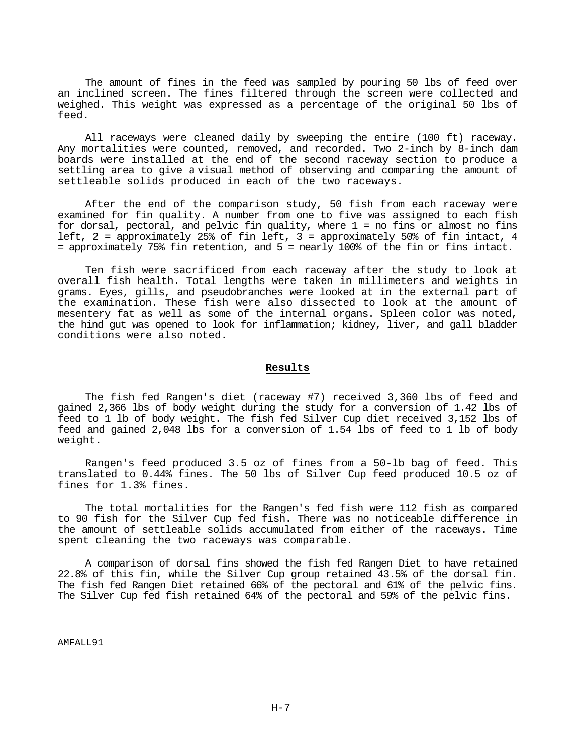The amount of fines in the feed was sampled by pouring 50 lbs of feed over an inclined screen. The fines filtered through the screen were collected and weighed. This weight was expressed as a percentage of the original 50 lbs of feed.

All raceways were cleaned daily by sweeping the entire (100 ft) raceway. Any mortalities were counted, removed, and recorded. Two 2-inch by 8-inch dam boards were installed at the end of the second raceway section to produce a settling area to give a visual method of observing and comparing the amount of settleable solids produced in each of the two raceways.

After the end of the comparison study, 50 fish from each raceway were examined for fin quality. A number from one to five was assigned to each fish for dorsal, pectoral, and pelvic fin quality, where 1 = no fins or almost no fins left, 2 = approximately 25% of fin left, 3 = approximately 50% of fin intact, 4 = approximately 75% fin retention, and 5 = nearly 100% of the fin or fins intact.

Ten fish were sacrificed from each raceway after the study to look at overall fish health. Total lengths were taken in millimeters and weights in grams. Eyes, gills, and pseudobranches were looked at in the external part of the examination. These fish were also dissected to look at the amount of mesentery fat as well as some of the internal organs. Spleen color was noted, the hind gut was opened to look for inflammation; kidney, liver, and gall bladder conditions were also noted.

## Results

The fish fed Rangen's diet (raceway #7) received 3,360 lbs of feed and gained 2,366 lbs of body weight during the study for a conversion of 1.42 lbs of feed to 1 lb of body weight. The fish fed Silver Cup diet received 3,152 lbs of feed and gained 2,048 lbs for a conversion of 1.54 lbs of feed to 1 lb of body weight.

Rangen's feed produced 3.5 oz of fines from a 50-lb bag of feed. This translated to 0.44% fines. The 50 lbs of Silver Cup feed produced 10.5 oz of fines for 1.3% fines.

The total mortalities for the Rangen's fed fish were 112 fish as compared to 90 fish for the Silver Cup fed fish. There was no noticeable difference in the amount of settleable solids accumulated from either of the raceways. Time spent cleaning the two raceways was comparable.

A comparison of dorsal fins showed the fish fed Rangen Diet to have retained 22.8% of this fin, while the Silver Cup group retained 43.5% of the dorsal fin. The fish fed Rangen Diet retained 66% of the pectoral and 61% of the pelvic fins. The Silver Cup fed fish retained 64% of the pectoral and 59% of the pelvic fins.

AMFALL91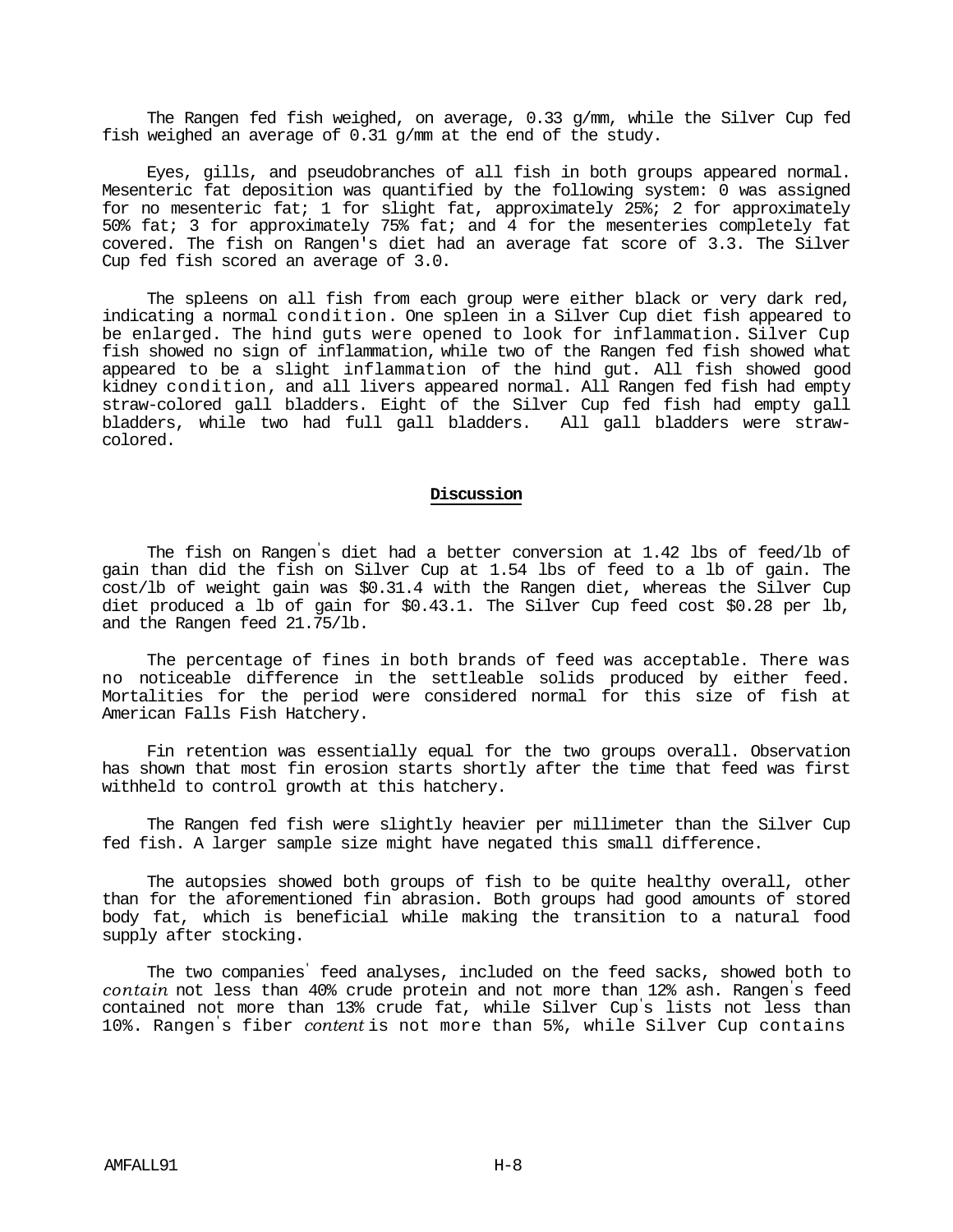The Rangen fed fish weighed, on average, 0.33 g/mm, while the Silver Cup fed fish weighed an average of 0.31 g/mm at the end of the study.

Eyes, gills, and pseudobranches of all fish in both groups appeared normal. Mesenteric fat deposition was quantified by the following system: 0 was assigned for no mesenteric fat; 1 for slight fat, approximately 25%; 2 for approximately 50% fat; 3 for approximately 75% fat; and 4 for the mesenteries completely fat covered. The fish on Rangen's diet had an average fat score of 3.3. The Silver Cup fed fish scored an average of 3.0.

The spleens on all fish from each group were either black or very dark red, indicating a normal condition. One spleen in a Silver Cup diet fish appeared to be enlarged. The hind guts were opened to look for inflammation. Silver Cup fish showed no sign of inflammation, while two of the Rangen fed fish showed what appeared to be a slight inflammation of the hind gut. All fish showed good kidney condition, and all livers appeared normal. All Rangen fed fish had empty straw-colored gall bladders. Eight of the Silver Cup fed fish had empty gall bladders, while two had full gall bladders. All gall bladders were straw-colored.

## Discussion

The fish on Rangen's diet had a better conversion at 1.42 lbs of feed/lb of gain than did the fish on Silver Cup at 1.54 lbs of feed to a lb of gain. The cost/lb of weight gain was $0.31.4 with the Rangen diet, whereas the Silver Cup diet produced a lb of gain for $0.43.1. The Silver Cup feed cost $0.28 per lb, and the Rangen feed 21.75/lb.

The percentage of fines in both brands of feed was acceptable. There was no noticeable difference in the settleable solids produced by either feed. Mortalities for the period were considered normal for this size of fish at American Falls Fish Hatchery.

Fin retention was essentially equal for the two groups overall. Observation has shown that most fin erosion starts shortly after the time that feed was first withheld to control growth at this hatchery.

The Rangen fed fish were slightly heavier per millimeter than the Silver Cup fed fish. A larger sample size might have negated this small difference.

The autopsies showed both groups of fish to be quite healthy overall, other than for the aforementioned fin abrasion. Both groups had good amounts of stored body fat, which is beneficial while making the transition to a natural food supply after stocking.

The two companies' feed analyses, included on the feed sacks, showed both to contain not less than 40% crude protein and not more than 12% ash. Rangen's feed contained not more than 13% crude fat, while Silver Cup's lists not less than 10%. Rangen's fiber content is not more than 5%, while Silver Cup contains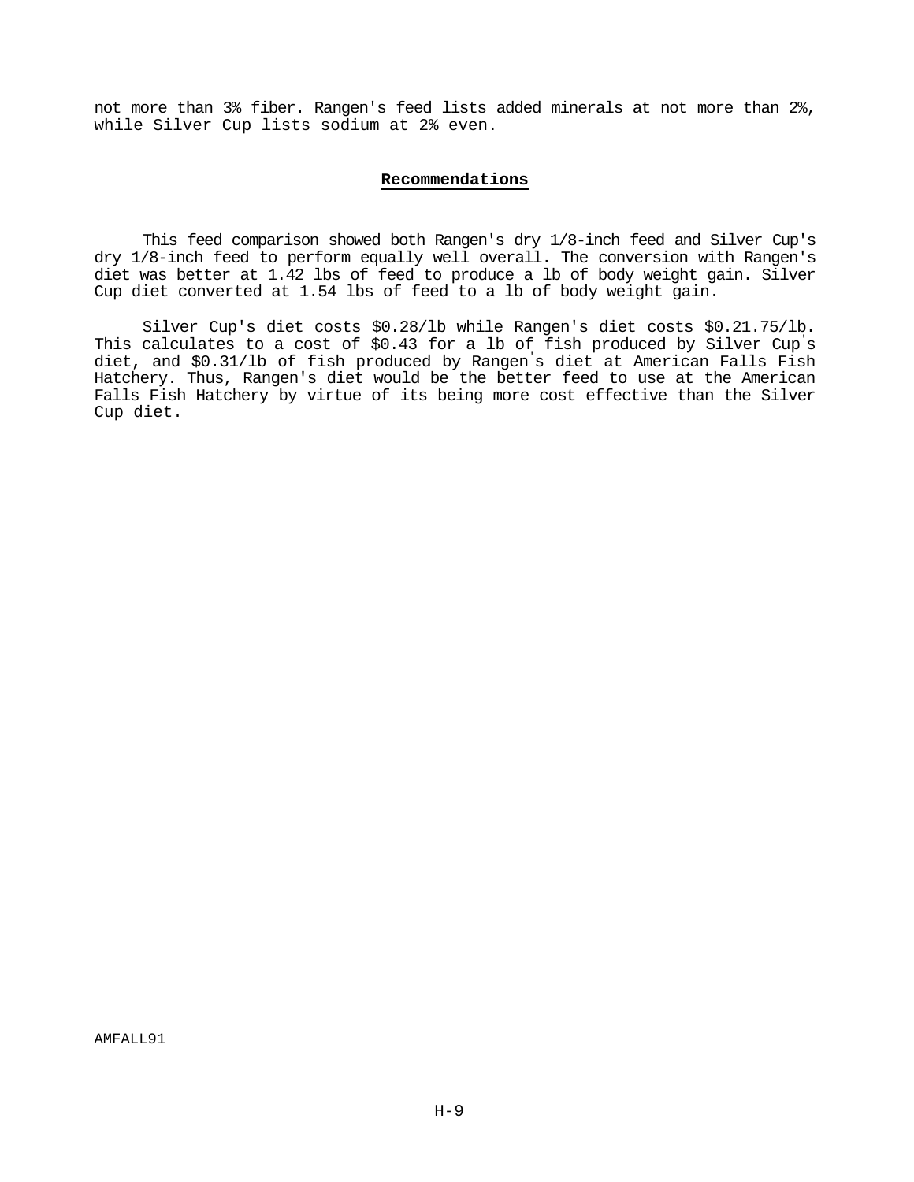not more than 3% fiber. Rangen's feed lists added minerals at not more than 2%, while Silver Cup lists sodium at 2% even.

## Recommendations

This feed comparison showed both Rangen's dry 1/8-inch feed and Silver Cup's dry 1/8-inch feed to perform equally well overall. The conversion with Rangen's diet was better at 1.42 lbs of feed to produce a lb of body weight gain. Silver Cup diet converted at 1.54 lbs of feed to a lb of body weight gain.

Silver Cup's diet costs $0.28/lb while Rangen's diet costs $0.21.75/lb. This calculates to a cost of $0.43 for a lb of fish produced by Silver Cup's diet, and $0.31/lb of fish produced by Rangen's diet at American Falls Fish Hatchery. Thus, Rangen's diet would be the better feed to use at the American Falls Fish Hatchery by virtue of its being more cost effective than the Silver Cup diet.

AMFALL91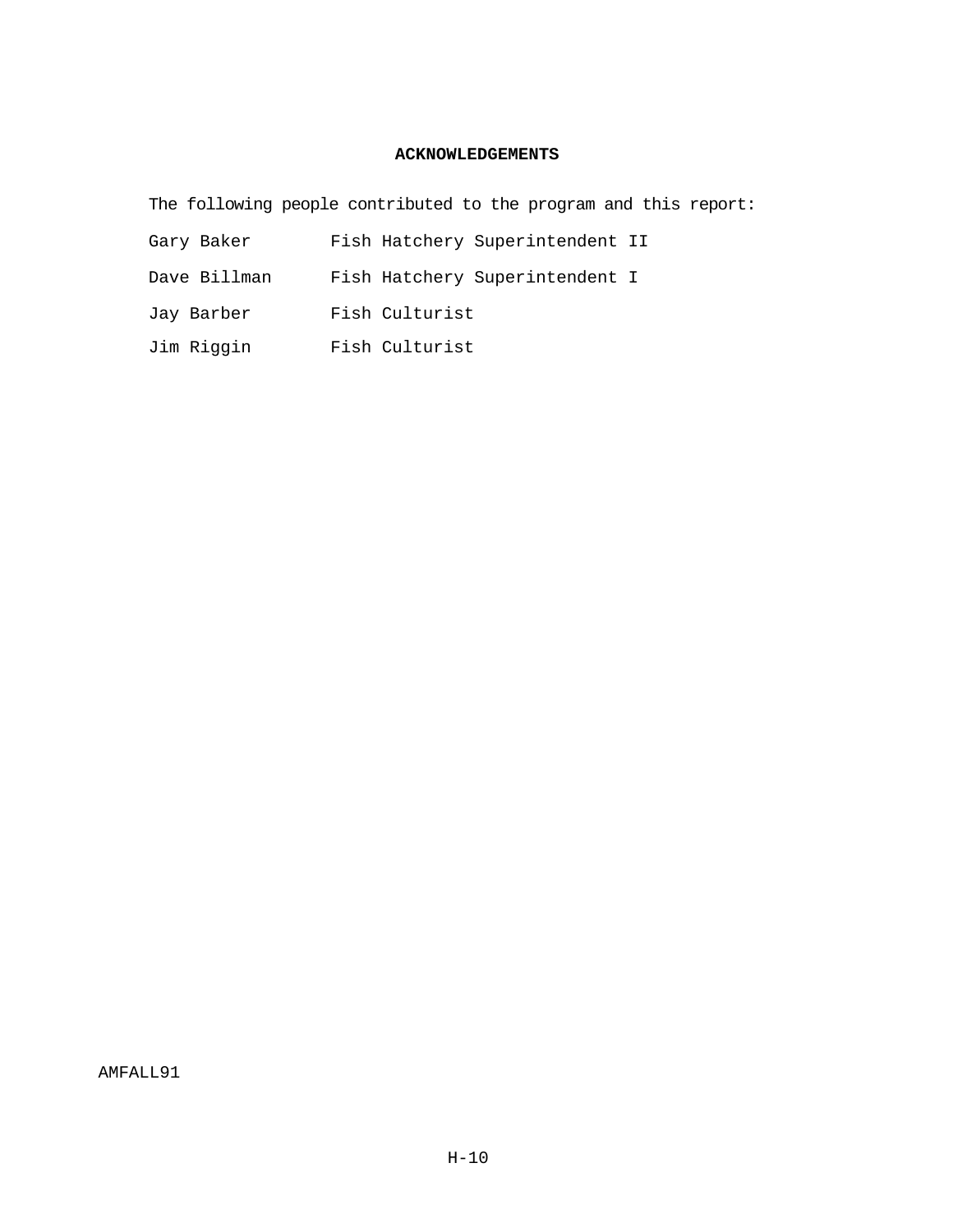## ACKNOWLEDGEMENTS

The following people contributed to the program and this report:

| | |
|---|---|
| Gary Baker | Fish Hatchery Superintendent II |
| Dave Billman | Fish Hatchery Superintendent I |
| Jay Barber | Fish Culturist |
| Jim Riggin | Fish Culturist |

AMFALL91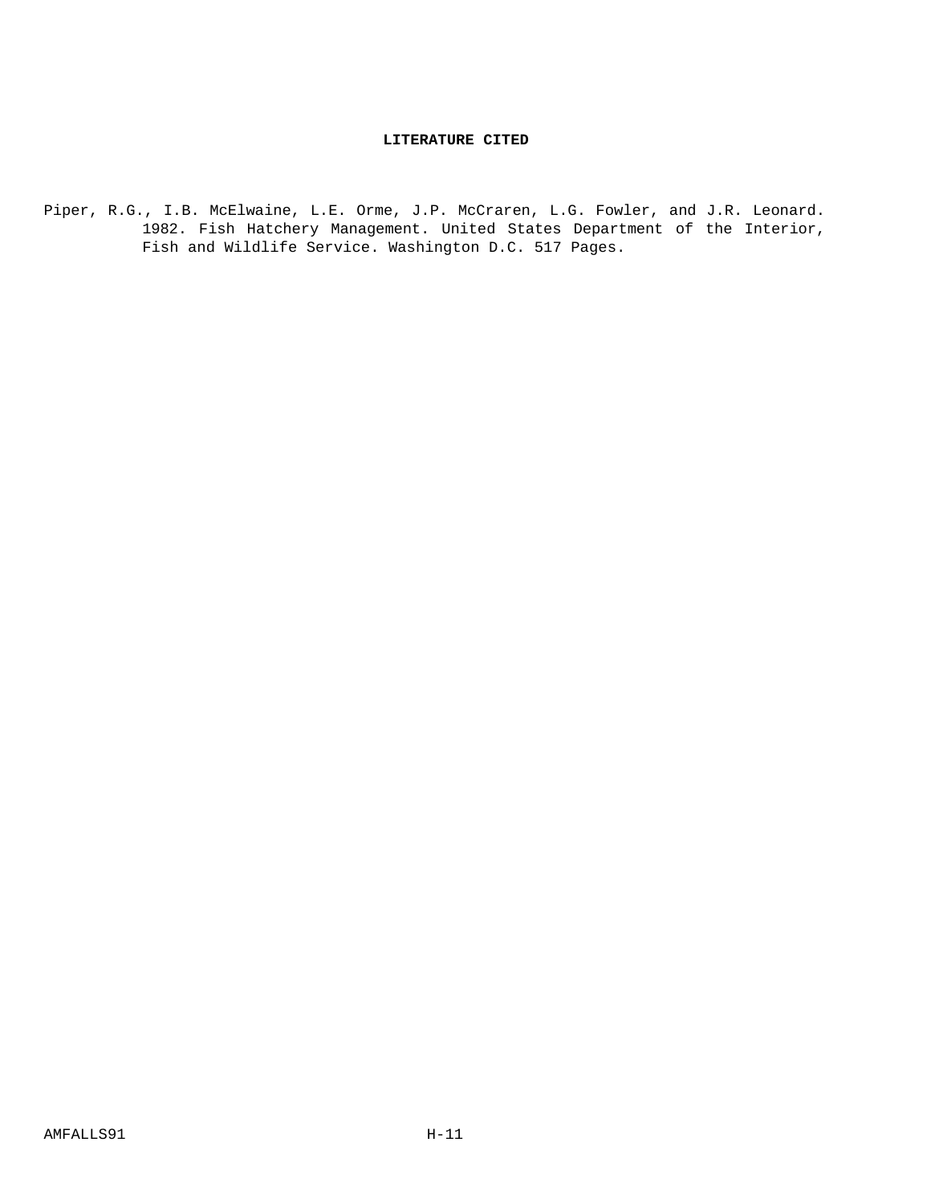## LITERATURE CITED

Piper, R.G., I.B. McElwaine, L.E. Orme, J.P. McCraren, L.G. Fowler, and J.R. Leonard. 1982. Fish Hatchery Management. United States Department of the Interior, Fish and Wildlife Service. Washington D.C. 517 Pages.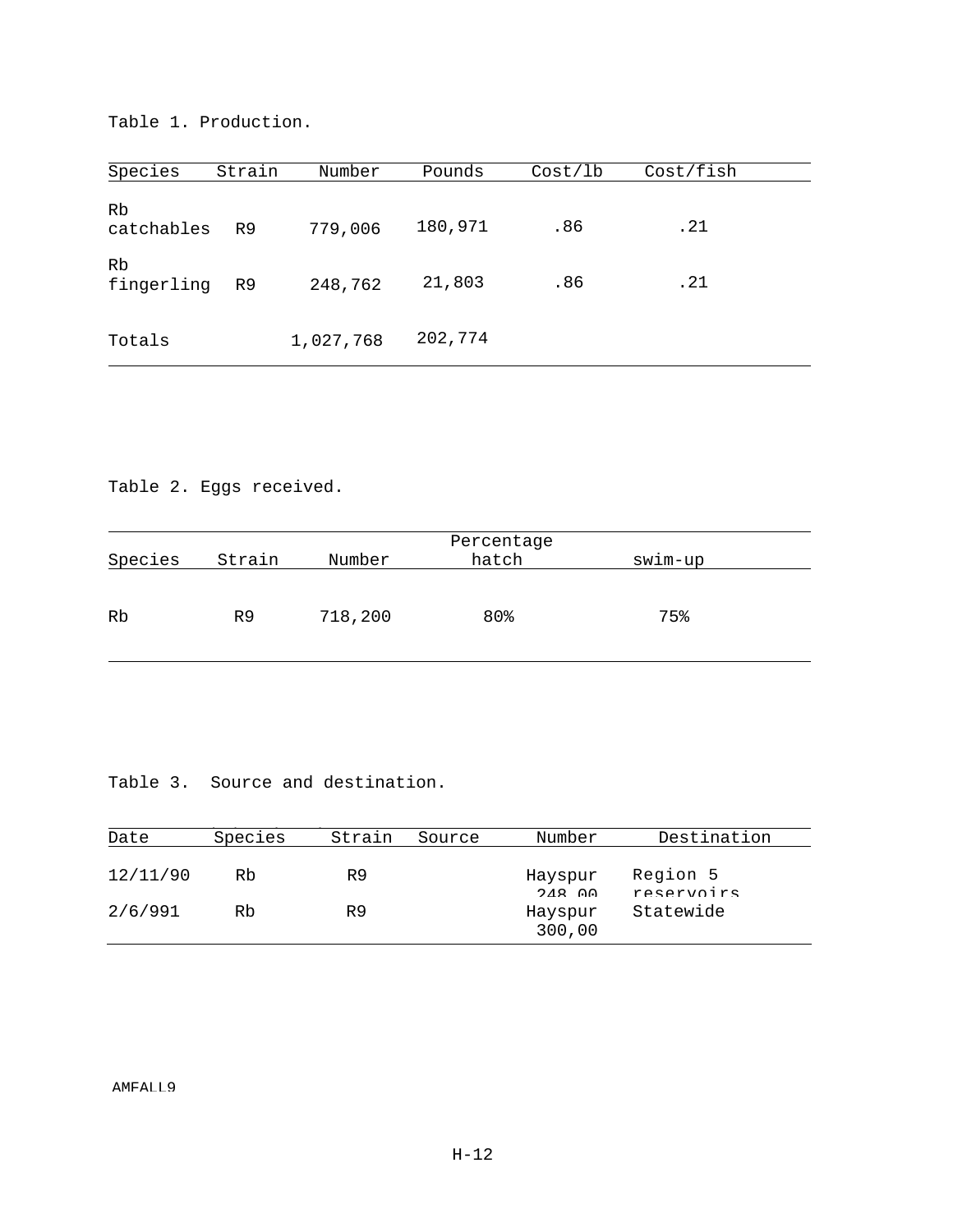Table 1. Production.

| Species | Strain | Number | Pounds | Cost/lb | Cost/fish |
|---|---|---|---|---|---|
| Rb catchables | R9 | 779,006 | 180,971 | .86 | .21 |
| Rb fingerling | R9 | 248,762 | 21,803 | .86 | .21 |
| Totals | | 1,027,768 | 202,774 | | |

Table 2. Eggs received.

| Species | Strain | Number | Percentage hatch | swim-up |
|---|---|---|---|---|
| Rb | R9 | 718,200 | 80% | 75% |

Table 3. Source and destination.

| Date | Species | Strain | Source | Number | Destination |
|---|---|---|---|---|---|
| 12/11/90 | Rb | R9 | | Hayspur 248,00 | Region 5 reservoirs |
| 2/6/991 | Rb | R9 | | Hayspur 300,00 | Statewide |

AMFALL9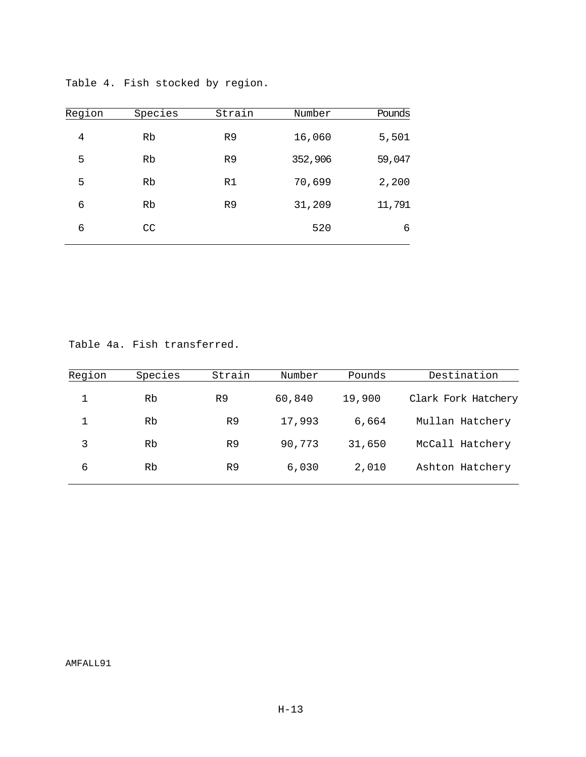Table 4. Fish stocked by region.

| Region | Species | Strain | Number | Pounds |
|---|---|---|---|---|
| 4 | Rb | R9 | 16,060 | 5,501 |
| 5 | Rb | R9 | 352,906 | 59,047 |
| 5 | Rb | R1 | 70,699 | 2,200 |
| 6 | Rb | R9 | 31,209 | 11,791 |
| 6 | CC | | 520 | 6 |

Table 4a. Fish transferred.

| Region | Species | Strain | Number | Pounds | Destination |
|---|---|---|---|---|---|
| 1 | Rb | R9 | 60,840 | 19,900 | Clark Fork Hatchery |
| 1 | Rb | R9 | 17,993 | 6,664 | Mullan Hatchery |
| 3 | Rb | R9 | 90,773 | 31,650 | McCall Hatchery |
| 6 | Rb | R9 | 6,030 | 2,010 | Ashton Hatchery |

AMFALL91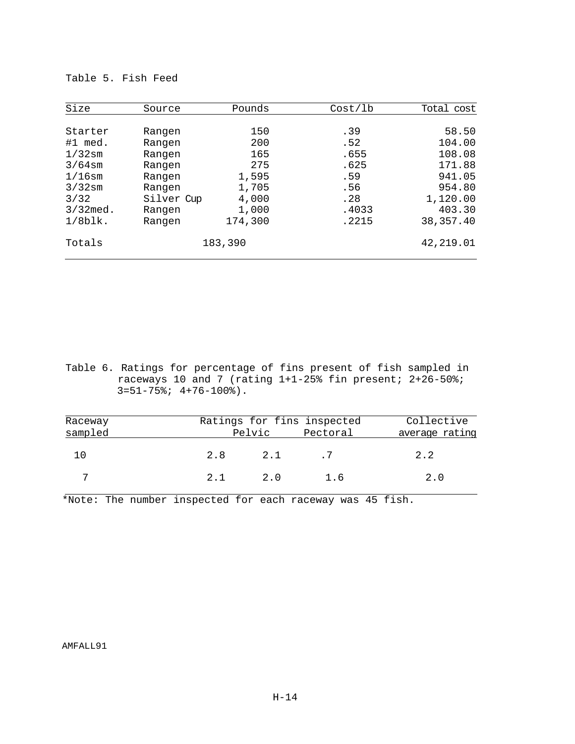Table 5. Fish Feed

| Size | Source | Pounds | Cost/lb | Total cost |
|---|---|---|---|---|
| Starter | Rangen | 150 | .39 | 58.50 |
| #1 med. | Rangen | 200 | .52 | 104.00 |
| 1/32sm | Rangen | 165 | .655 | 108.08 |
| 3/64sm | Rangen | 275 | .625 | 171.88 |
| 1/16sm | Rangen | 1,595 | .59 | 941.05 |
| 3/32sm | Rangen | 1,705 | .56 | 954.80 |
| 3/32 | Silver Cup | 4,000 | .28 | 1,120.00 |
| 3/32med. | Rangen | 1,000 | .4033 | 403.30 |
| 1/8blk. | Rangen | 174,300 | .2215 | 38,357.40 |
| Totals | | 183,390 | | 42,219.01 |

Table 6. Ratings for percentage of fins present of fish sampled in raceways 10 and 7 (rating 1+1-25% fin present; 2+26-50%; 3=51-75%; 4+76-100%).

| Raceway sampled | Ratings for fins inspected | | | Collective average rating |
|---|---|---|---|---|
| | | Pelvic | Pectoral | |
| 10 | 2.8 | 2.1 | .7 | 2.2 |
| 7 | 2.1 | 2.0 | 1.6 | 2.0 |

*Note: The number inspected for each raceway was 45 fish.

AMFALL91